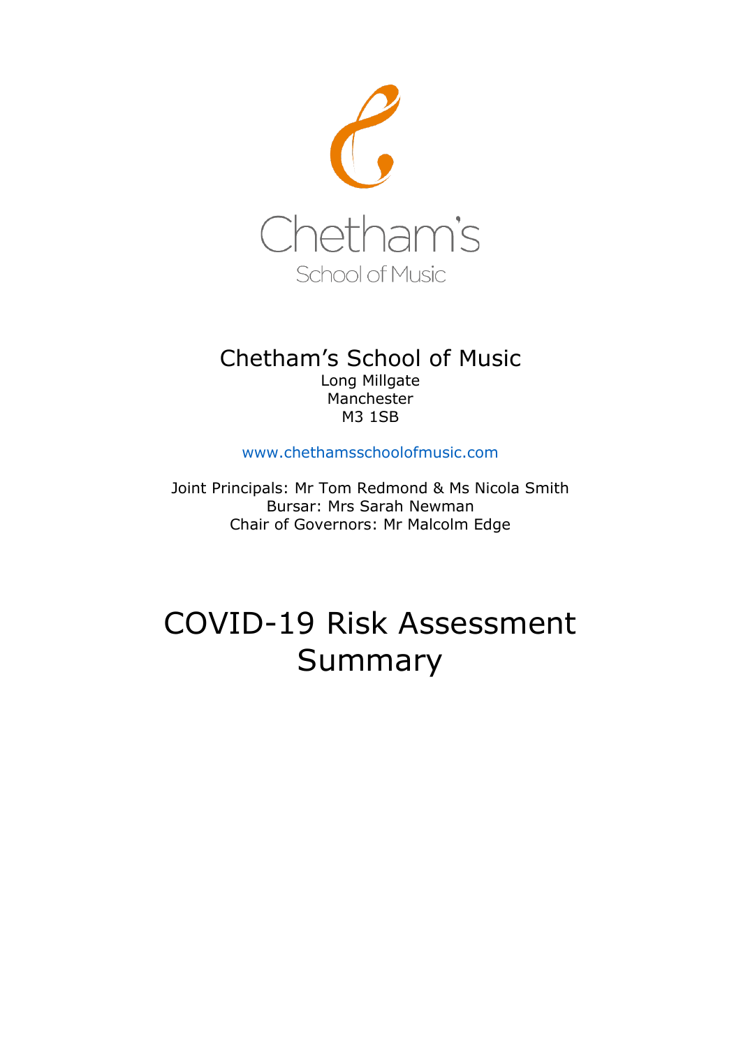Chetham's
School of Music

Chetham's School of Music
Long Millgate
Manchester
M3 1SB

www.chethamsschoolofmusic.com

Joint Principals: Mr Tom Redmond & Ms Nicola Smith
Bursar: Mrs Sarah Newman
Chair of Governors: Mr Malcolm Edge

# COVID-19 Risk Assessment Summary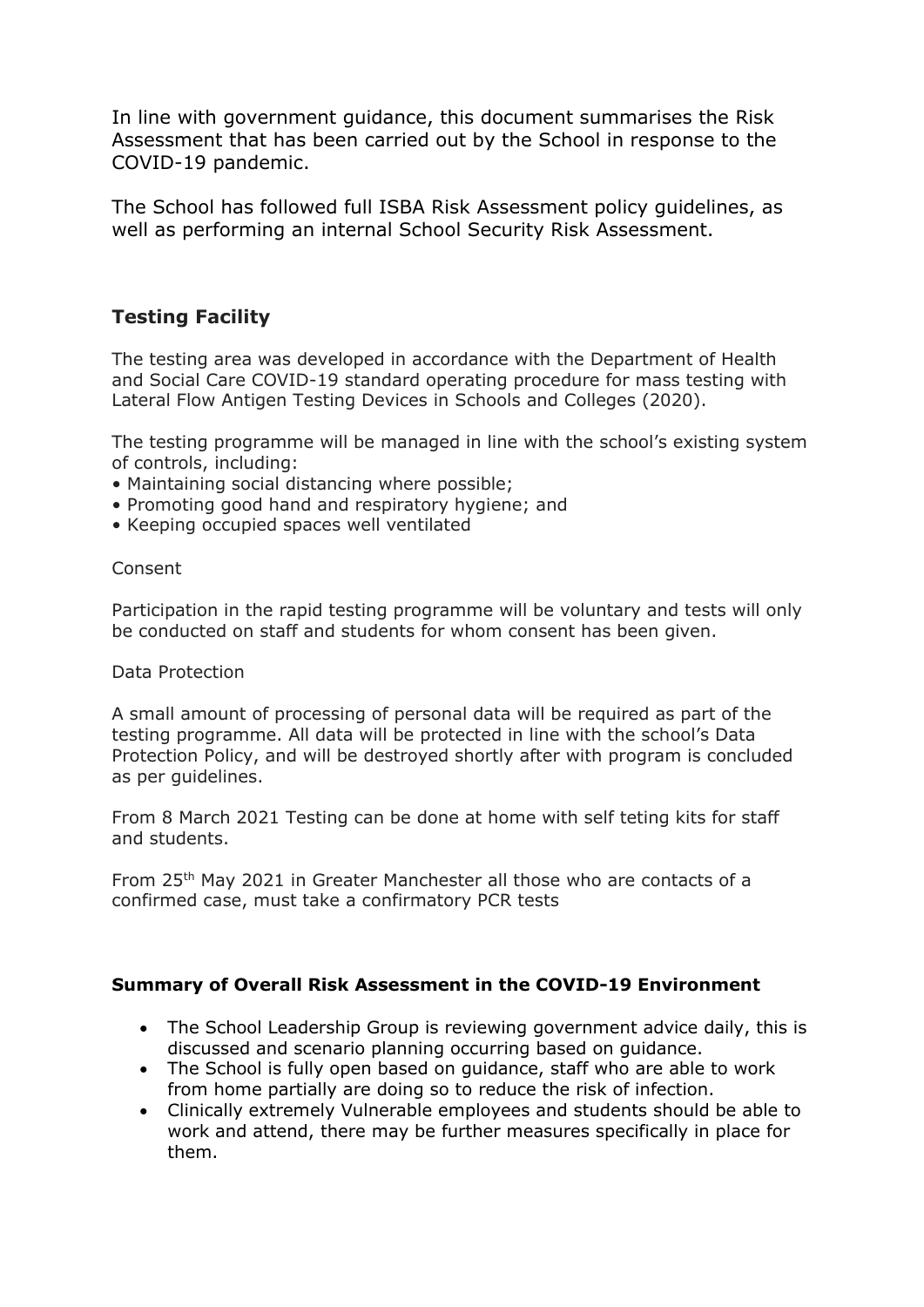In line with government guidance, this document summarises the Risk Assessment that has been carried out by the School in response to the COVID-19 pandemic.

The School has followed full ISBA Risk Assessment policy guidelines, as well as performing an internal School Security Risk Assessment.

## Testing Facility

The testing area was developed in accordance with the Department of Health and Social Care COVID-19 standard operating procedure for mass testing with Lateral Flow Antigen Testing Devices in Schools and Colleges (2020).

The testing programme will be managed in line with the school's existing system of controls, including:

- Maintaining social distancing where possible;
- Promoting good hand and respiratory hygiene; and
- Keeping occupied spaces well ventilated

Consent

Participation in the rapid testing programme will be voluntary and tests will only be conducted on staff and students for whom consent has been given.

Data Protection

A small amount of processing of personal data will be required as part of the testing programme. All data will be protected in line with the school's Data Protection Policy, and will be destroyed shortly after with program is concluded as per guidelines.

From 8 March 2021 Testing can be done at home with self teting kits for staff and students.

From 25th May 2021 in Greater Manchester all those who are contacts of a confirmed case, must take a confirmatory PCR tests

## Summary of Overall Risk Assessment in the COVID-19 Environment

- The School Leadership Group is reviewing government advice daily, this is discussed and scenario planning occurring based on guidance.
- The School is fully open based on guidance, staff who are able to work from home partially are doing so to reduce the risk of infection.
- Clinically extremely Vulnerable employees and students should be able to work and attend, there may be further measures specifically in place for them.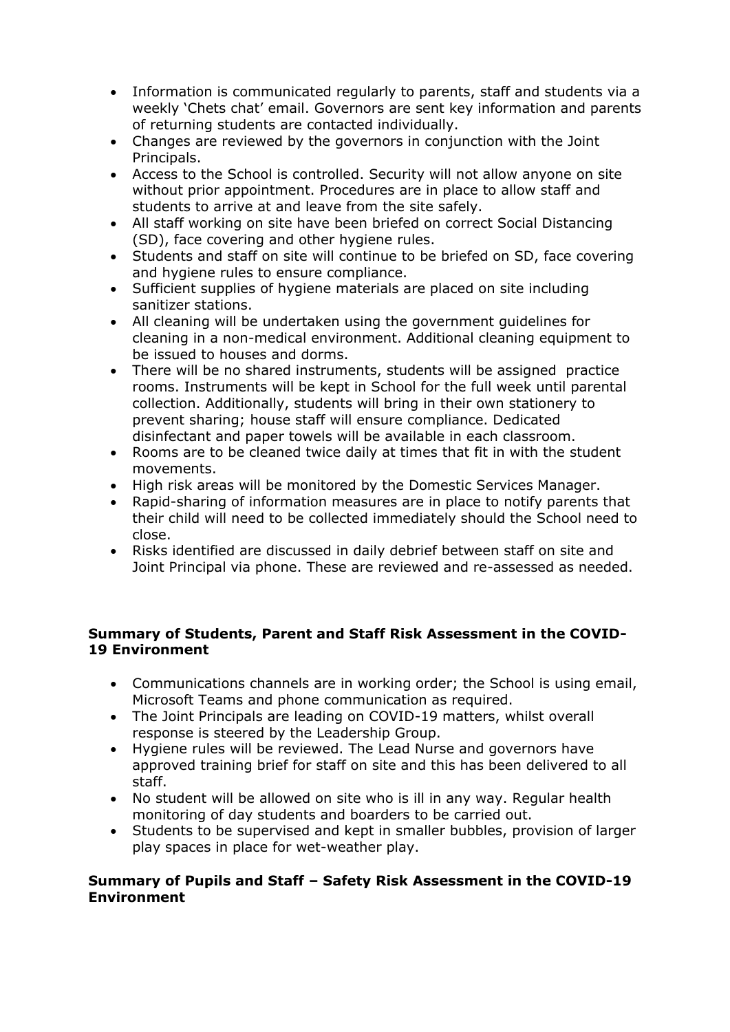- Information is communicated regularly to parents, staff and students via a weekly 'Chets chat' email. Governors are sent key information and parents of returning students are contacted individually.
- Changes are reviewed by the governors in conjunction with the Joint Principals.
- Access to the School is controlled. Security will not allow anyone on site without prior appointment. Procedures are in place to allow staff and students to arrive at and leave from the site safely.
- All staff working on site have been briefed on correct Social Distancing (SD), face covering and other hygiene rules.
- Students and staff on site will continue to be briefed on SD, face covering and hygiene rules to ensure compliance.
- Sufficient supplies of hygiene materials are placed on site including sanitizer stations.
- All cleaning will be undertaken using the government guidelines for cleaning in a non-medical environment. Additional cleaning equipment to be issued to houses and dorms.
- There will be no shared instruments, students will be assigned practice rooms. Instruments will be kept in School for the full week until parental collection. Additionally, students will bring in their own stationery to prevent sharing; house staff will ensure compliance. Dedicated disinfectant and paper towels will be available in each classroom.
- Rooms are to be cleaned twice daily at times that fit in with the student movements.
- High risk areas will be monitored by the Domestic Services Manager.
- Rapid-sharing of information measures are in place to notify parents that their child will need to be collected immediately should the School need to close.
- Risks identified are discussed in daily debrief between staff on site and Joint Principal via phone. These are reviewed and re-assessed as needed.

**Summary of Students, Parent and Staff Risk Assessment in the COVID-19 Environment**

- Communications channels are in working order; the School is using email, Microsoft Teams and phone communication as required.
- The Joint Principals are leading on COVID-19 matters, whilst overall response is steered by the Leadership Group.
- Hygiene rules will be reviewed. The Lead Nurse and governors have approved training brief for staff on site and this has been delivered to all staff.
- No student will be allowed on site who is ill in any way. Regular health monitoring of day students and boarders to be carried out.
- Students to be supervised and kept in smaller bubbles, provision of larger play spaces in place for wet-weather play.

**Summary of Pupils and Staff – Safety Risk Assessment in the COVID-19 Environment**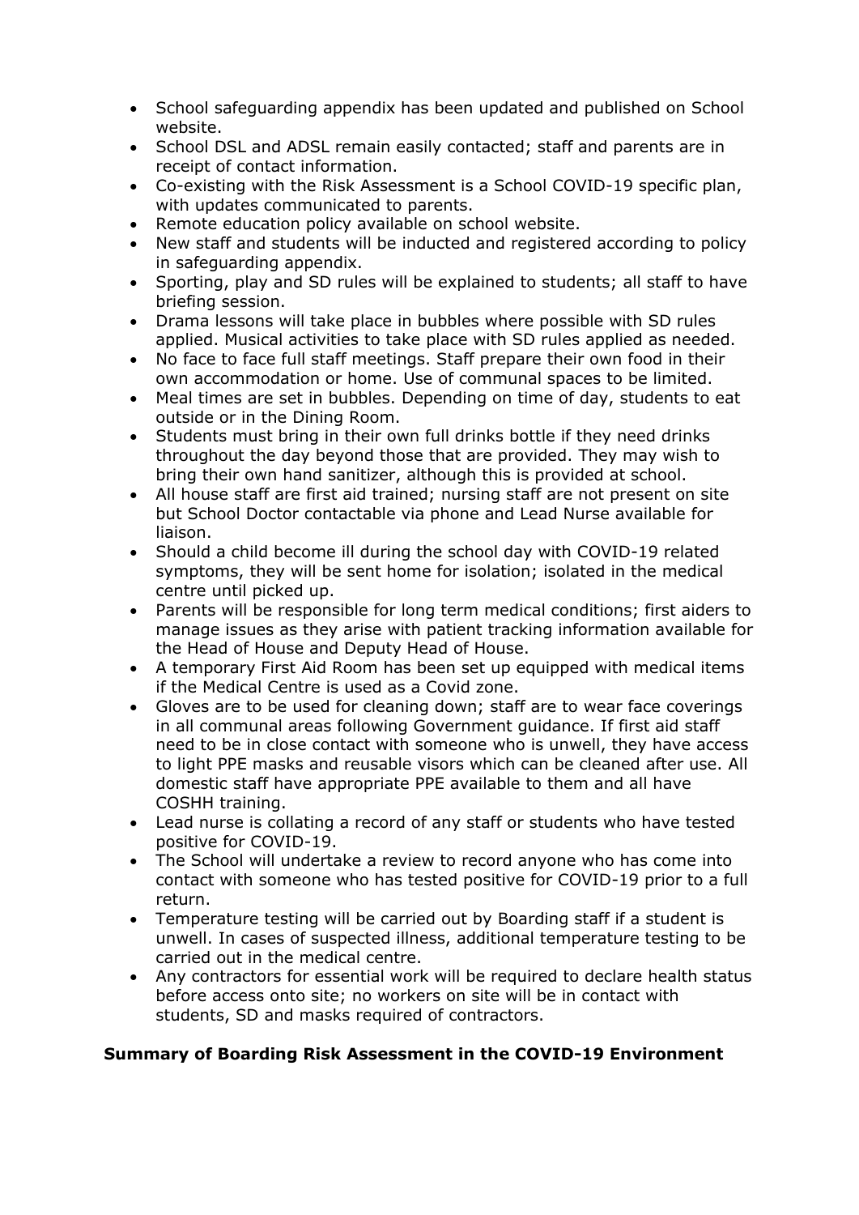- School safeguarding appendix has been updated and published on School website.
- School DSL and ADSL remain easily contacted; staff and parents are in receipt of contact information.
- Co-existing with the Risk Assessment is a School COVID-19 specific plan, with updates communicated to parents.
- Remote education policy available on school website.
- New staff and students will be inducted and registered according to policy in safeguarding appendix.
- Sporting, play and SD rules will be explained to students; all staff to have briefing session.
- Drama lessons will take place in bubbles where possible with SD rules applied. Musical activities to take place with SD rules applied as needed.
- No face to face full staff meetings. Staff prepare their own food in their own accommodation or home. Use of communal spaces to be limited.
- Meal times are set in bubbles. Depending on time of day, students to eat outside or in the Dining Room.
- Students must bring in their own full drinks bottle if they need drinks throughout the day beyond those that are provided. They may wish to bring their own hand sanitizer, although this is provided at school.
- All house staff are first aid trained; nursing staff are not present on site but School Doctor contactable via phone and Lead Nurse available for liaison.
- Should a child become ill during the school day with COVID-19 related symptoms, they will be sent home for isolation; isolated in the medical centre until picked up.
- Parents will be responsible for long term medical conditions; first aiders to manage issues as they arise with patient tracking information available for the Head of House and Deputy Head of House.
- A temporary First Aid Room has been set up equipped with medical items if the Medical Centre is used as a Covid zone.
- Gloves are to be used for cleaning down; staff are to wear face coverings in all communal areas following Government guidance. If first aid staff need to be in close contact with someone who is unwell, they have access to light PPE masks and reusable visors which can be cleaned after use. All domestic staff have appropriate PPE available to them and all have COSHH training.
- Lead nurse is collating a record of any staff or students who have tested positive for COVID-19.
- The School will undertake a review to record anyone who has come into contact with someone who has tested positive for COVID-19 prior to a full return.
- Temperature testing will be carried out by Boarding staff if a student is unwell. In cases of suspected illness, additional temperature testing to be carried out in the medical centre.
- Any contractors for essential work will be required to declare health status before access onto site; no workers on site will be in contact with students, SD and masks required of contractors.

**Summary of Boarding Risk Assessment in the COVID-19 Environment**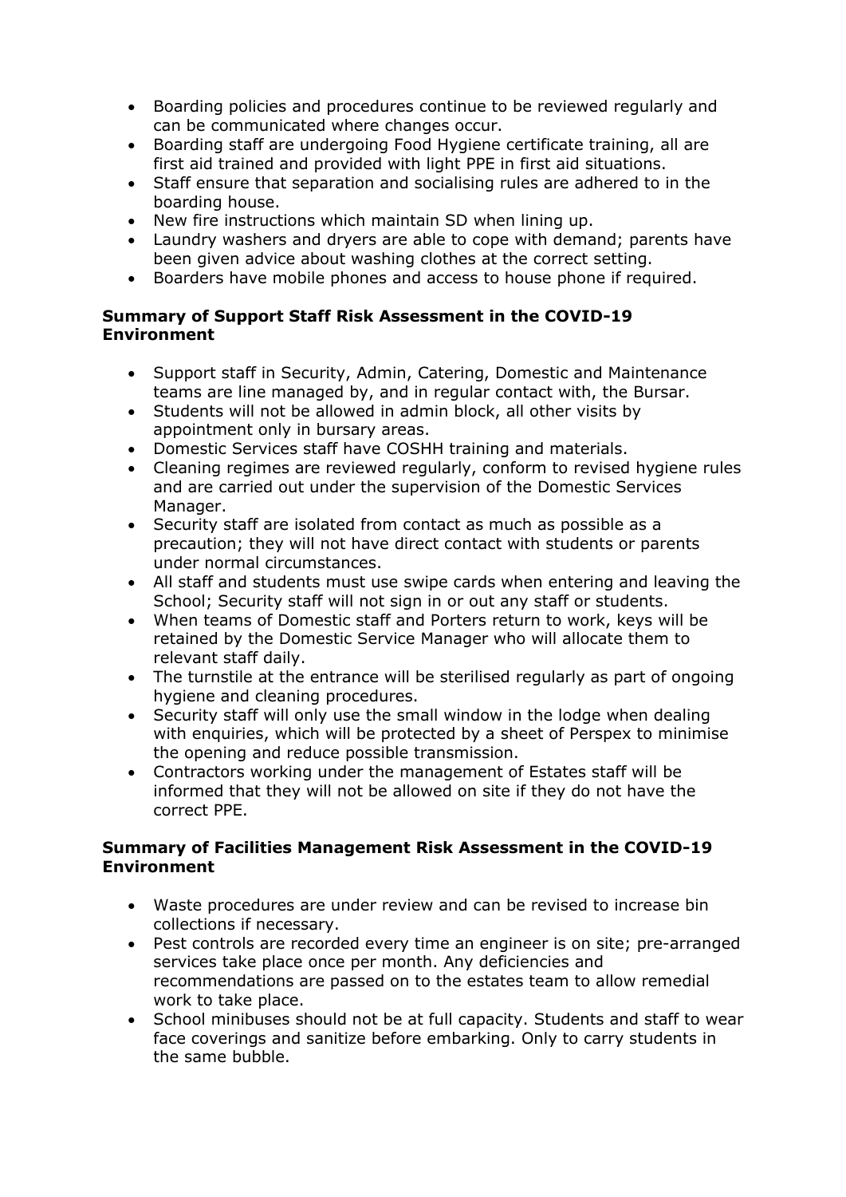- Boarding policies and procedures continue to be reviewed regularly and can be communicated where changes occur.
- Boarding staff are undergoing Food Hygiene certificate training, all are first aid trained and provided with light PPE in first aid situations.
- Staff ensure that separation and socialising rules are adhered to in the boarding house.
- New fire instructions which maintain SD when lining up.
- Laundry washers and dryers are able to cope with demand; parents have been given advice about washing clothes at the correct setting.
- Boarders have mobile phones and access to house phone if required.

**Summary of Support Staff Risk Assessment in the COVID-19 Environment**

- Support staff in Security, Admin, Catering, Domestic and Maintenance teams are line managed by, and in regular contact with, the Bursar.
- Students will not be allowed in admin block, all other visits by appointment only in bursary areas.
- Domestic Services staff have COSHH training and materials.
- Cleaning regimes are reviewed regularly, conform to revised hygiene rules and are carried out under the supervision of the Domestic Services Manager.
- Security staff are isolated from contact as much as possible as a precaution; they will not have direct contact with students or parents under normal circumstances.
- All staff and students must use swipe cards when entering and leaving the School; Security staff will not sign in or out any staff or students.
- When teams of Domestic staff and Porters return to work, keys will be retained by the Domestic Service Manager who will allocate them to relevant staff daily.
- The turnstile at the entrance will be sterilised regularly as part of ongoing hygiene and cleaning procedures.
- Security staff will only use the small window in the lodge when dealing with enquiries, which will be protected by a sheet of Perspex to minimise the opening and reduce possible transmission.
- Contractors working under the management of Estates staff will be informed that they will not be allowed on site if they do not have the correct PPE.

**Summary of Facilities Management Risk Assessment in the COVID-19 Environment**

- Waste procedures are under review and can be revised to increase bin collections if necessary.
- Pest controls are recorded every time an engineer is on site; pre-arranged services take place once per month. Any deficiencies and recommendations are passed on to the estates team to allow remedial work to take place.
- School minibuses should not be at full capacity. Students and staff to wear face coverings and sanitize before embarking. Only to carry students in the same bubble.